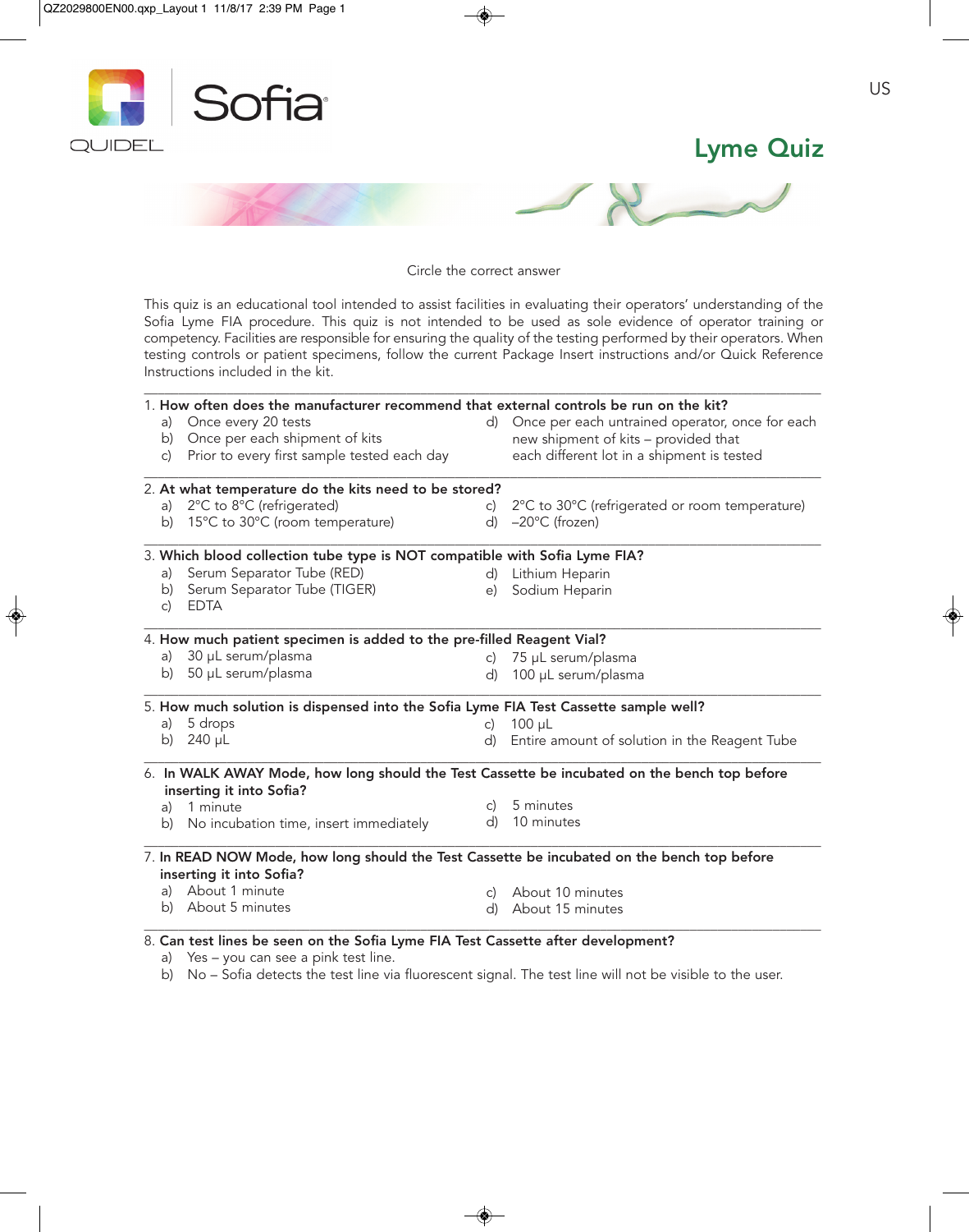US

# Lyme Quiz

Circle the correct answer

This quiz is an educational tool intended to assist facilities in evaluating their operators' understanding of the Sofia Lyme FIA procedure. This quiz is not intended to be used as sole evidence of operator training or competency. Facilities are responsible for ensuring the quality of the testing performed by their operators. When testing controls or patient specimens, follow the current Package Insert instructions and/or Quick Reference Instructions included in the kit.

---

1. **How often does the manufacturer recommend that external controls be run on the kit?**
   a) Once every 20 tests
   b) Once per each shipment of kits
   c) Prior to every first sample tested each day
   d) Once per each untrained operator, once for each new shipment of kits – provided that each different lot in a shipment is tested

---

2. **At what temperature do the kits need to be stored?**
   a) 2°C to 8°C (refrigerated)
   b) 15°C to 30°C (room temperature)
   c) 2°C to 30°C (refrigerated or room temperature)
   d) –20°C (frozen)

---

3. **Which blood collection tube type is NOT compatible with Sofia Lyme FIA?**
   a) Serum Separator Tube (RED)
   b) Serum Separator Tube (TIGER)
   c) EDTA
   d) Lithium Heparin
   e) Sodium Heparin

---

4. **How much patient specimen is added to the pre-filled Reagent Vial?**
   a) 30 µL serum/plasma
   b) 50 µL serum/plasma
   c) 75 µL serum/plasma
   d) 100 µL serum/plasma

---

5. **How much solution is dispensed into the Sofia Lyme FIA Test Cassette sample well?**
   a) 5 drops
   b) 240 µL
   c) 100 µL
   d) Entire amount of solution in the Reagent Tube

---

6. **In WALK AWAY Mode, how long should the Test Cassette be incubated on the bench top before inserting it into Sofia?**
   a) 1 minute
   b) No incubation time, insert immediately
   c) 5 minutes
   d) 10 minutes

---

7. **In READ NOW Mode, how long should the Test Cassette be incubated on the bench top before inserting it into Sofia?**
   a) About 1 minute
   b) About 5 minutes
   c) About 10 minutes
   d) About 15 minutes

---

8. **Can test lines be seen on the Sofia Lyme FIA Test Cassette after development?**
   a) Yes – you can see a pink test line.
   b) No – Sofia detects the test line via fluorescent signal. The test line will not be visible to the user.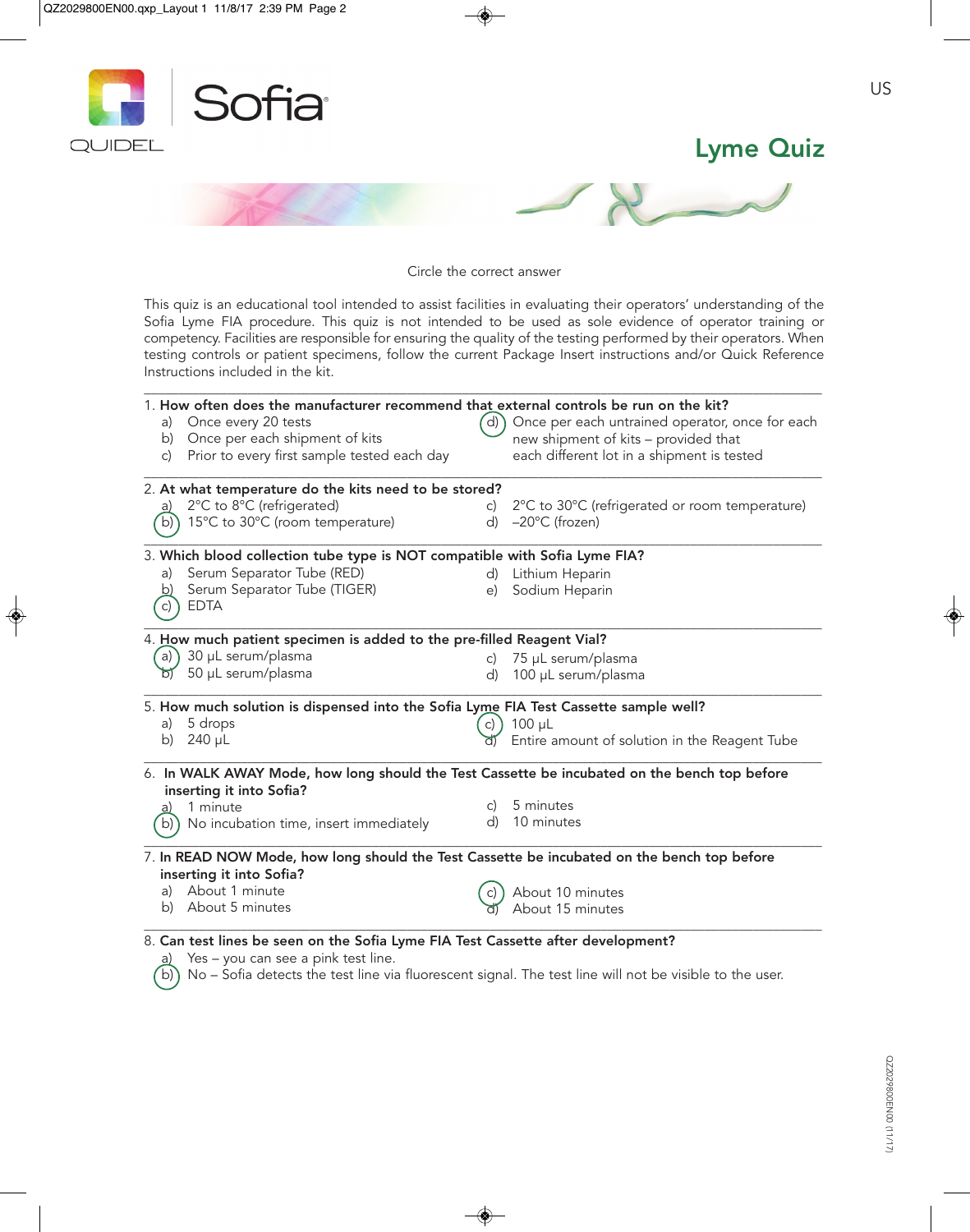US

# Lyme Quiz

Circle the correct answer

This quiz is an educational tool intended to assist facilities in evaluating their operators' understanding of the Sofia Lyme FIA procedure. This quiz is not intended to be used as sole evidence of operator training or competency. Facilities are responsible for ensuring the quality of the testing performed by their operators. When testing controls or patient specimens, follow the current Package Insert instructions and/or Quick Reference Instructions included in the kit.

---

1. **How often does the manufacturer recommend that external controls be run on the kit?**
   - a) Once every 20 tests
   - b) Once per each shipment of kits
   - c) Prior to every first sample tested each day
   - **(d)** Once per each untrained operator, once for each new shipment of kits – provided that each different lot in a shipment is tested

2. **At what temperature do the kits need to be stored?**
   - a) 2°C to 8°C (refrigerated)
   - **(b)** 15°C to 30°C (room temperature)
   - c) 2°C to 30°C (refrigerated or room temperature)
   - d) –20°C (frozen)

3. **Which blood collection tube type is NOT compatible with Sofia Lyme FIA?**
   - a) Serum Separator Tube (RED)
   - b) Serum Separator Tube (TIGER)
   - **(c)** EDTA
   - d) Lithium Heparin
   - e) Sodium Heparin

4. **How much patient specimen is added to the pre-filled Reagent Vial?**
   - **(a)** 30 µL serum/plasma
   - b) 50 µL serum/plasma
   - c) 75 µL serum/plasma
   - d) 100 µL serum/plasma

5. **How much solution is dispensed into the Sofia Lyme FIA Test Cassette sample well?**
   - a) 5 drops
   - b) 240 µL
   - **(c)** 100 µL
   - d) Entire amount of solution in the Reagent Tube

6. **In WALK AWAY Mode, how long should the Test Cassette be incubated on the bench top before inserting it into Sofia?**
   - a) 1 minute
   - **(b)** No incubation time, insert immediately
   - c) 5 minutes
   - d) 10 minutes

7. **In READ NOW Mode, how long should the Test Cassette be incubated on the bench top before inserting it into Sofia?**
   - a) About 1 minute
   - b) About 5 minutes
   - **(c)** About 10 minutes
   - d) About 15 minutes

8. **Can test lines be seen on the Sofia Lyme FIA Test Cassette after development?**
   - a) Yes – you can see a pink test line.
   - **(b)** No – Sofia detects the test line via fluorescent signal. The test line will not be visible to the user.

QZ2029800EN00 (11/17)